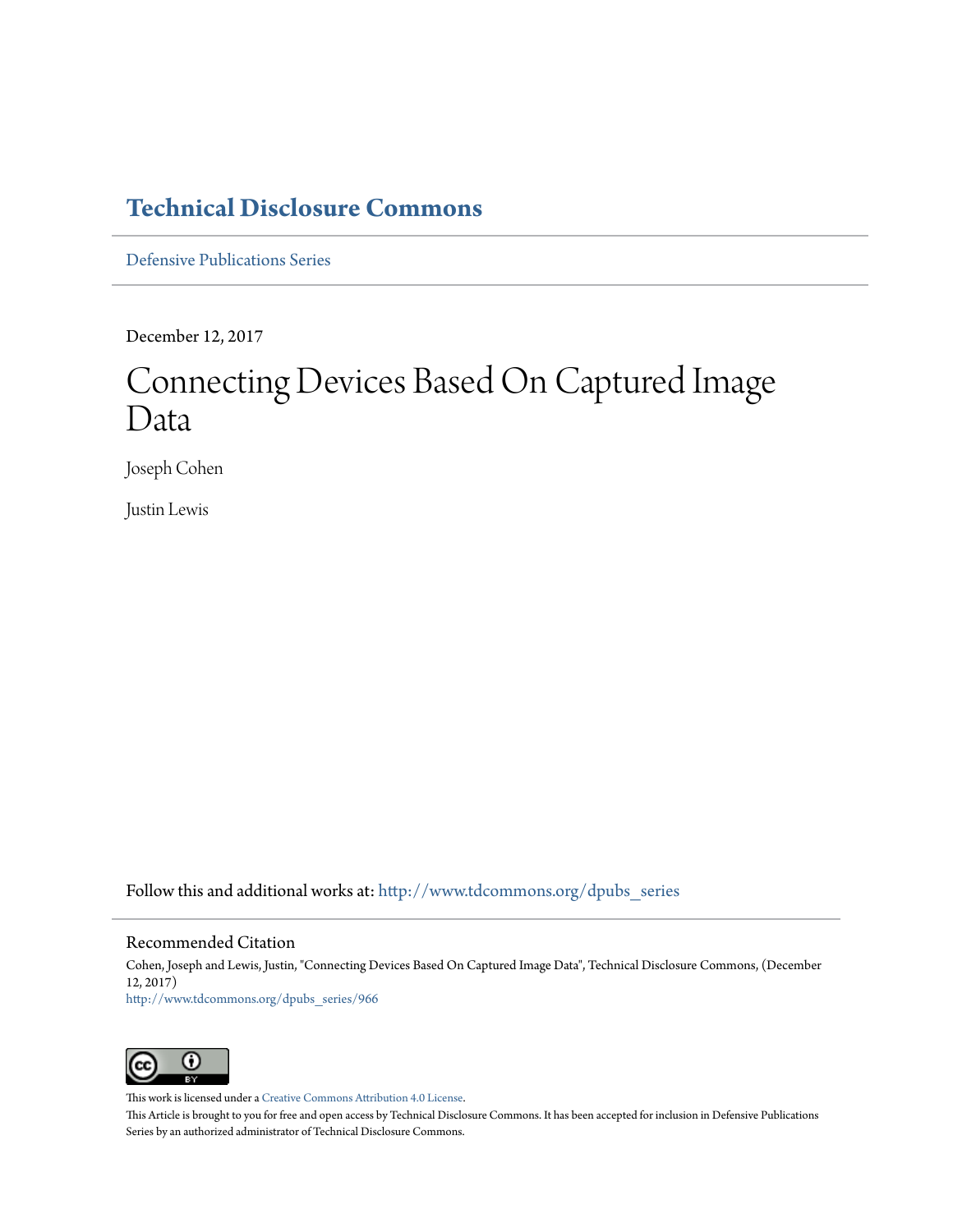# Technical Disclosure Commons

Defensive Publications Series

December 12, 2017

# Connecting Devices Based On Captured Image Data

Joseph Cohen

Justin Lewis

Follow this and additional works at: http://www.tdcommons.org/dpubs_series

## Recommended Citation

Cohen, Joseph and Lewis, Justin, "Connecting Devices Based On Captured Image Data", Technical Disclosure Commons, (December 12, 2017)
http://www.tdcommons.org/dpubs_series/966

This work is licensed under a Creative Commons Attribution 4.0 License.

This Article is brought to you for free and open access by Technical Disclosure Commons. It has been accepted for inclusion in Defensive Publications Series by an authorized administrator of Technical Disclosure Commons.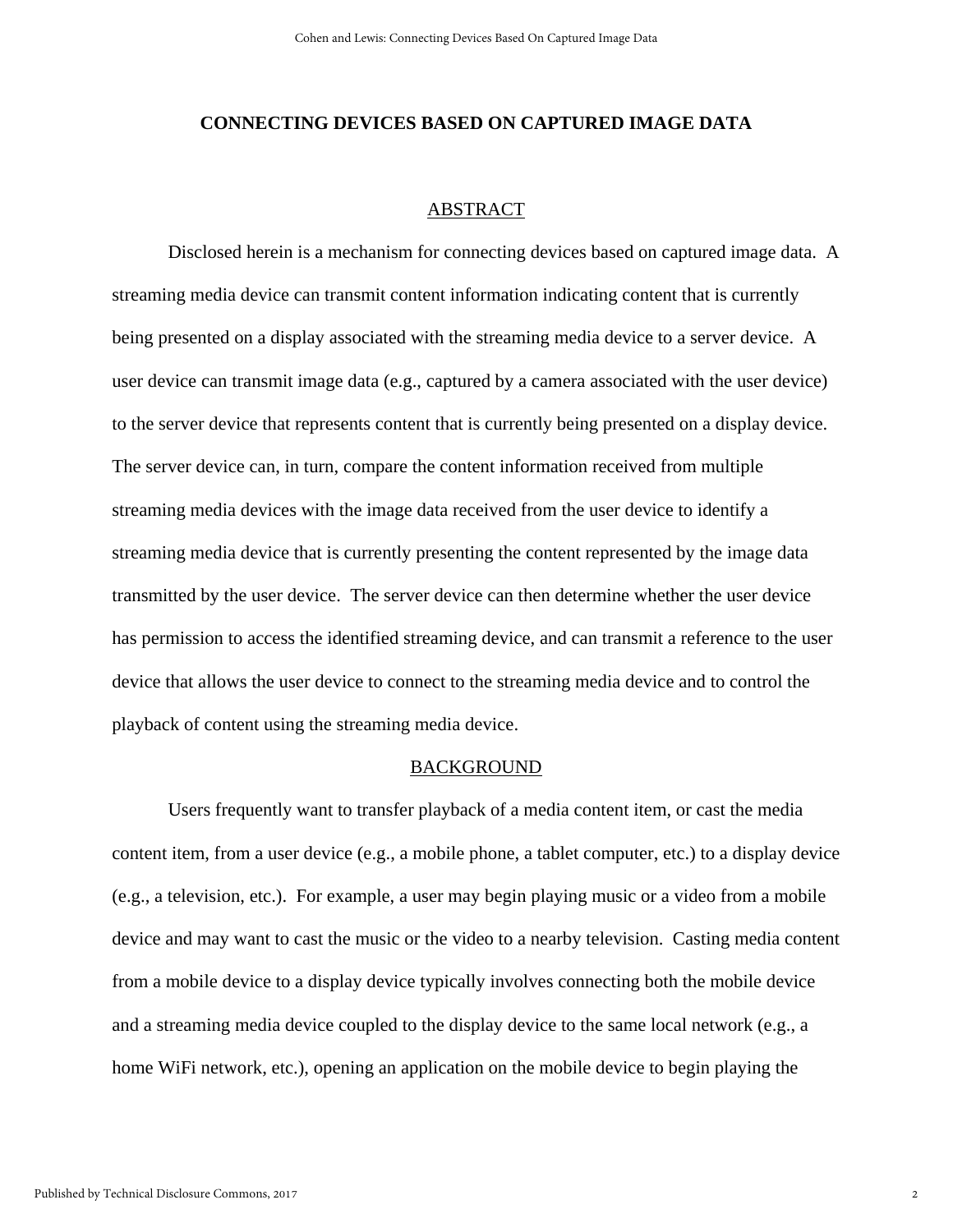# CONNECTING DEVICES BASED ON CAPTURED IMAGE DATA

## ABSTRACT

Disclosed herein is a mechanism for connecting devices based on captured image data. A streaming media device can transmit content information indicating content that is currently being presented on a display associated with the streaming media device to a server device. A user device can transmit image data (e.g., captured by a camera associated with the user device) to the server device that represents content that is currently being presented on a display device. The server device can, in turn, compare the content information received from multiple streaming media devices with the image data received from the user device to identify a streaming media device that is currently presenting the content represented by the image data transmitted by the user device. The server device can then determine whether the user device has permission to access the identified streaming device, and can transmit a reference to the user device that allows the user device to connect to the streaming media device and to control the playback of content using the streaming media device.

## BACKGROUND

Users frequently want to transfer playback of a media content item, or cast the media content item, from a user device (e.g., a mobile phone, a tablet computer, etc.) to a display device (e.g., a television, etc.). For example, a user may begin playing music or a video from a mobile device and may want to cast the music or the video to a nearby television. Casting media content from a mobile device to a display device typically involves connecting both the mobile device and a streaming media device coupled to the display device to the same local network (e.g., a home WiFi network, etc.), opening an application on the mobile device to begin playing the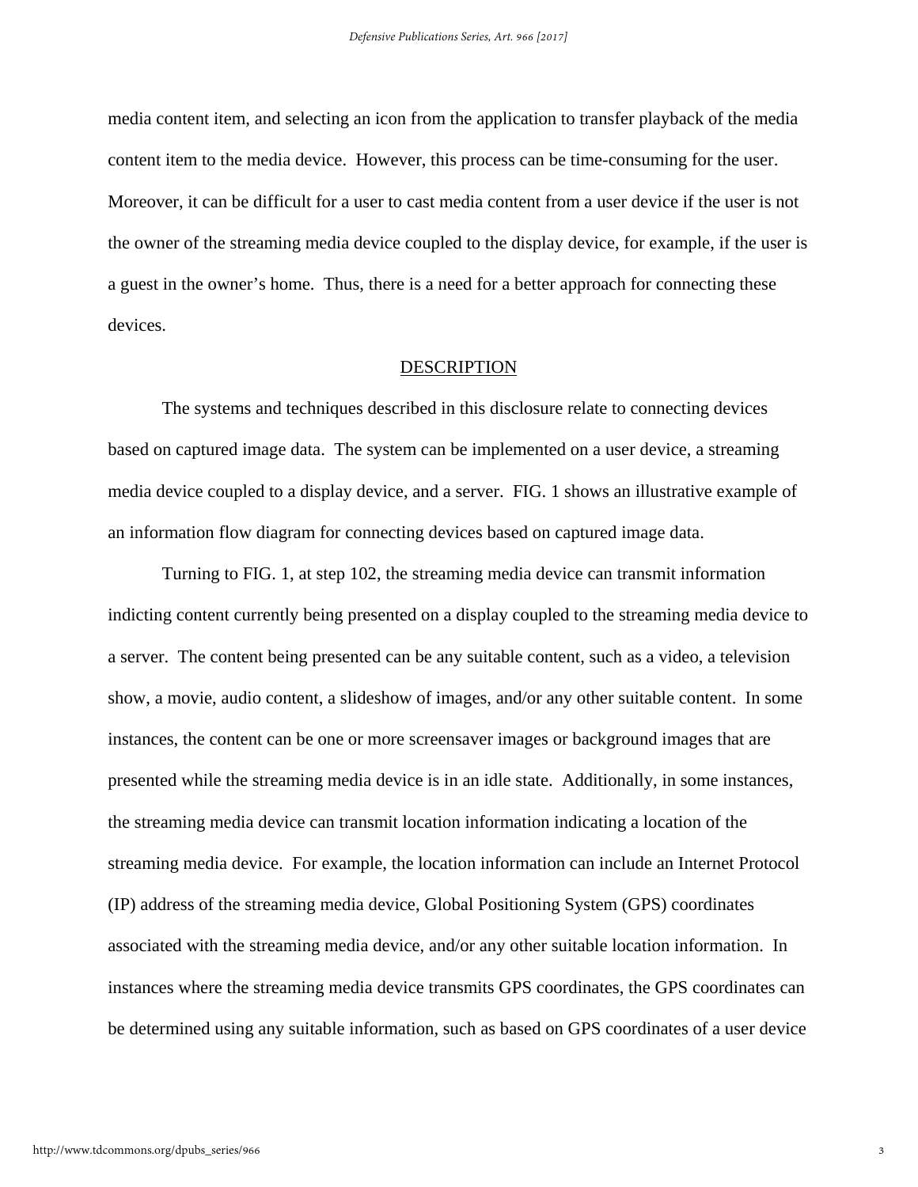media content item, and selecting an icon from the application to transfer playback of the media content item to the media device. However, this process can be time-consuming for the user. Moreover, it can be difficult for a user to cast media content from a user device if the user is not the owner of the streaming media device coupled to the display device, for example, if the user is a guest in the owner's home. Thus, there is a need for a better approach for connecting these devices.

## DESCRIPTION

The systems and techniques described in this disclosure relate to connecting devices based on captured image data. The system can be implemented on a user device, a streaming media device coupled to a display device, and a server. FIG. 1 shows an illustrative example of an information flow diagram for connecting devices based on captured image data.

Turning to FIG. 1, at step 102, the streaming media device can transmit information indicting content currently being presented on a display coupled to the streaming media device to a server. The content being presented can be any suitable content, such as a video, a television show, a movie, audio content, a slideshow of images, and/or any other suitable content. In some instances, the content can be one or more screensaver images or background images that are presented while the streaming media device is in an idle state. Additionally, in some instances, the streaming media device can transmit location information indicating a location of the streaming media device. For example, the location information can include an Internet Protocol (IP) address of the streaming media device, Global Positioning System (GPS) coordinates associated with the streaming media device, and/or any other suitable location information. In instances where the streaming media device transmits GPS coordinates, the GPS coordinates can be determined using any suitable information, such as based on GPS coordinates of a user device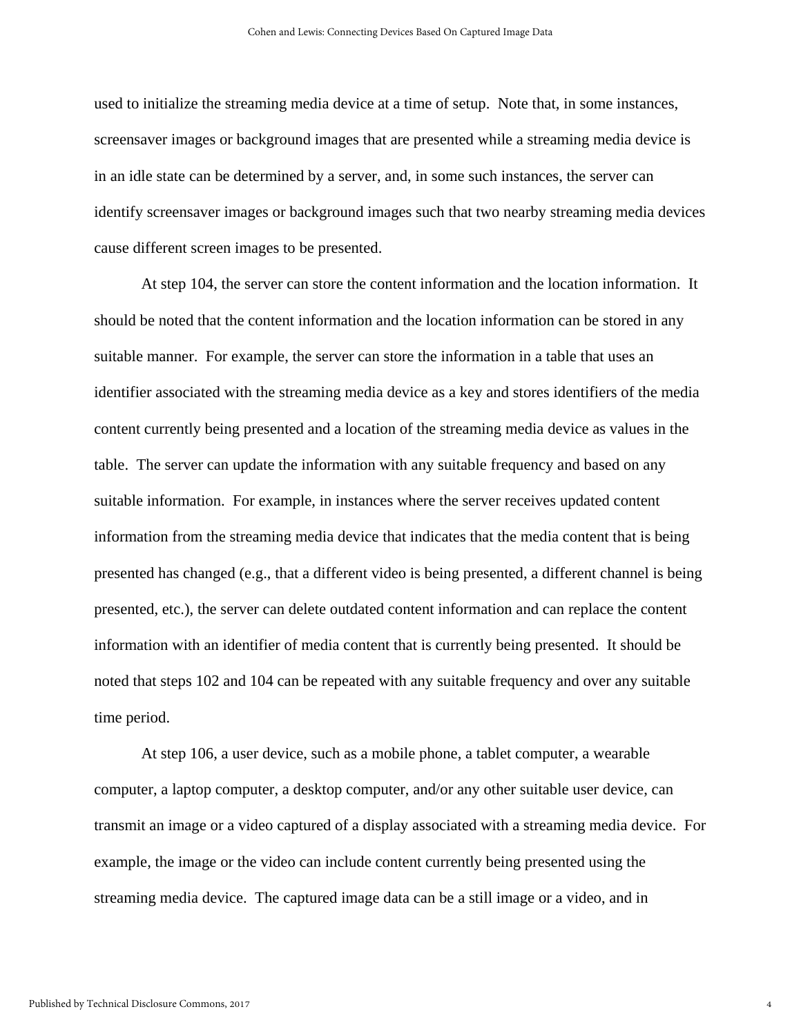used to initialize the streaming media device at a time of setup. Note that, in some instances, screensaver images or background images that are presented while a streaming media device is in an idle state can be determined by a server, and, in some such instances, the server can identify screensaver images or background images such that two nearby streaming media devices cause different screen images to be presented.

At step 104, the server can store the content information and the location information. It should be noted that the content information and the location information can be stored in any suitable manner. For example, the server can store the information in a table that uses an identifier associated with the streaming media device as a key and stores identifiers of the media content currently being presented and a location of the streaming media device as values in the table. The server can update the information with any suitable frequency and based on any suitable information. For example, in instances where the server receives updated content information from the streaming media device that indicates that the media content that is being presented has changed (e.g., that a different video is being presented, a different channel is being presented, etc.), the server can delete outdated content information and can replace the content information with an identifier of media content that is currently being presented. It should be noted that steps 102 and 104 can be repeated with any suitable frequency and over any suitable time period.

At step 106, a user device, such as a mobile phone, a tablet computer, a wearable computer, a laptop computer, a desktop computer, and/or any other suitable user device, can transmit an image or a video captured of a display associated with a streaming media device. For example, the image or the video can include content currently being presented using the streaming media device. The captured image data can be a still image or a video, and in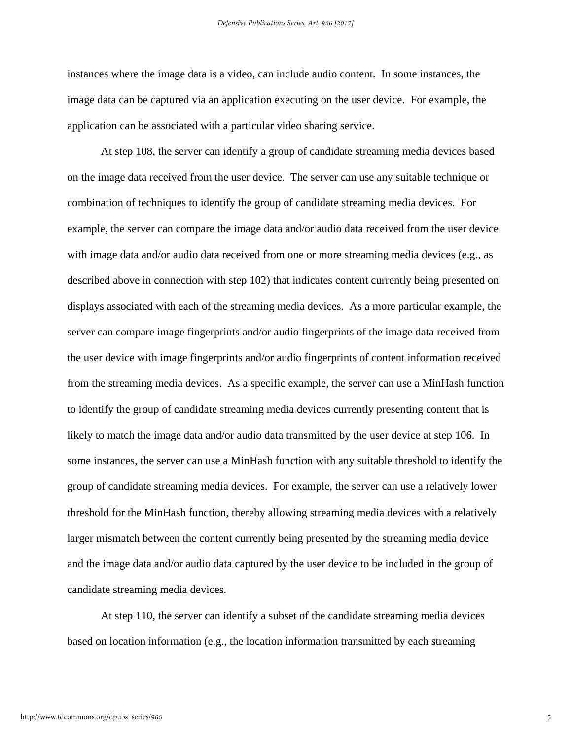instances where the image data is a video, can include audio content. In some instances, the image data can be captured via an application executing on the user device. For example, the application can be associated with a particular video sharing service.

At step 108, the server can identify a group of candidate streaming media devices based on the image data received from the user device. The server can use any suitable technique or combination of techniques to identify the group of candidate streaming media devices. For example, the server can compare the image data and/or audio data received from the user device with image data and/or audio data received from one or more streaming media devices (e.g., as described above in connection with step 102) that indicates content currently being presented on displays associated with each of the streaming media devices. As a more particular example, the server can compare image fingerprints and/or audio fingerprints of the image data received from the user device with image fingerprints and/or audio fingerprints of content information received from the streaming media devices. As a specific example, the server can use a MinHash function to identify the group of candidate streaming media devices currently presenting content that is likely to match the image data and/or audio data transmitted by the user device at step 106. In some instances, the server can use a MinHash function with any suitable threshold to identify the group of candidate streaming media devices. For example, the server can use a relatively lower threshold for the MinHash function, thereby allowing streaming media devices with a relatively larger mismatch between the content currently being presented by the streaming media device and the image data and/or audio data captured by the user device to be included in the group of candidate streaming media devices.

At step 110, the server can identify a subset of the candidate streaming media devices based on location information (e.g., the location information transmitted by each streaming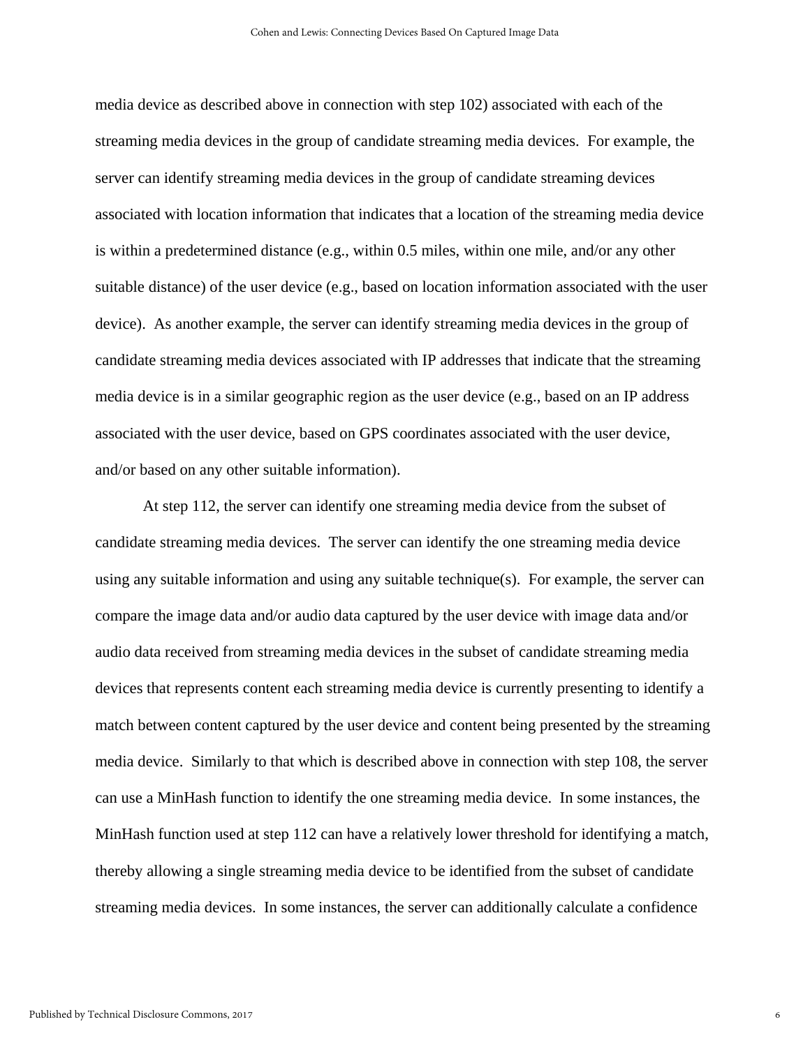media device as described above in connection with step 102) associated with each of the streaming media devices in the group of candidate streaming media devices. For example, the server can identify streaming media devices in the group of candidate streaming devices associated with location information that indicates that a location of the streaming media device is within a predetermined distance (e.g., within 0.5 miles, within one mile, and/or any other suitable distance) of the user device (e.g., based on location information associated with the user device). As another example, the server can identify streaming media devices in the group of candidate streaming media devices associated with IP addresses that indicate that the streaming media device is in a similar geographic region as the user device (e.g., based on an IP address associated with the user device, based on GPS coordinates associated with the user device, and/or based on any other suitable information).

At step 112, the server can identify one streaming media device from the subset of candidate streaming media devices. The server can identify the one streaming media device using any suitable information and using any suitable technique(s). For example, the server can compare the image data and/or audio data captured by the user device with image data and/or audio data received from streaming media devices in the subset of candidate streaming media devices that represents content each streaming media device is currently presenting to identify a match between content captured by the user device and content being presented by the streaming media device. Similarly to that which is described above in connection with step 108, the server can use a MinHash function to identify the one streaming media device. In some instances, the MinHash function used at step 112 can have a relatively lower threshold for identifying a match, thereby allowing a single streaming media device to be identified from the subset of candidate streaming media devices. In some instances, the server can additionally calculate a confidence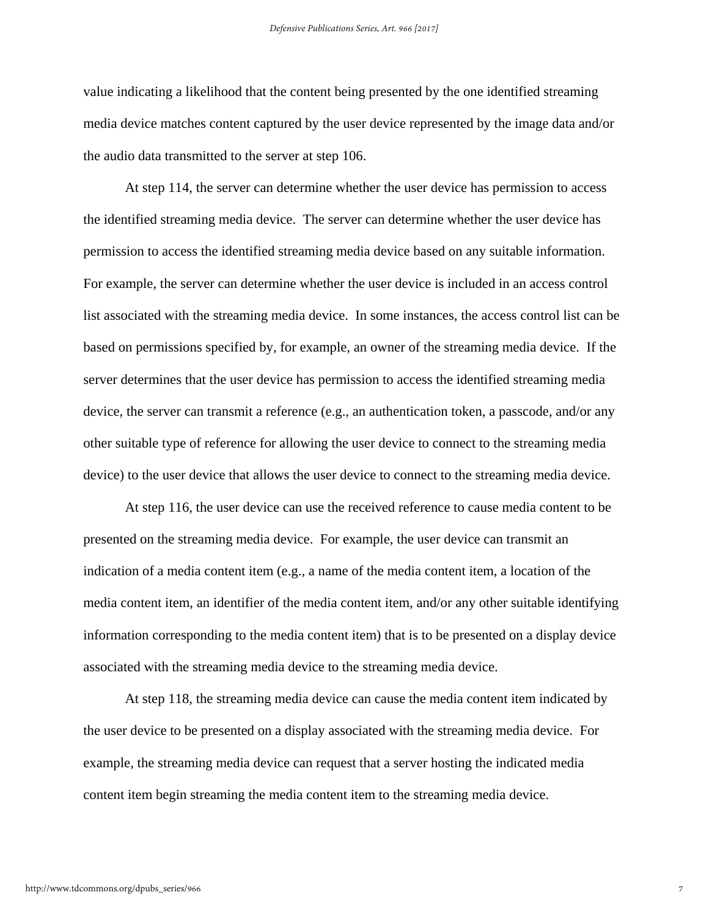value indicating a likelihood that the content being presented by the one identified streaming media device matches content captured by the user device represented by the image data and/or the audio data transmitted to the server at step 106.

At step 114, the server can determine whether the user device has permission to access the identified streaming media device. The server can determine whether the user device has permission to access the identified streaming media device based on any suitable information. For example, the server can determine whether the user device is included in an access control list associated with the streaming media device. In some instances, the access control list can be based on permissions specified by, for example, an owner of the streaming media device. If the server determines that the user device has permission to access the identified streaming media device, the server can transmit a reference (e.g., an authentication token, a passcode, and/or any other suitable type of reference for allowing the user device to connect to the streaming media device) to the user device that allows the user device to connect to the streaming media device.

At step 116, the user device can use the received reference to cause media content to be presented on the streaming media device. For example, the user device can transmit an indication of a media content item (e.g., a name of the media content item, a location of the media content item, an identifier of the media content item, and/or any other suitable identifying information corresponding to the media content item) that is to be presented on a display device associated with the streaming media device to the streaming media device.

At step 118, the streaming media device can cause the media content item indicated by the user device to be presented on a display associated with the streaming media device. For example, the streaming media device can request that a server hosting the indicated media content item begin streaming the media content item to the streaming media device.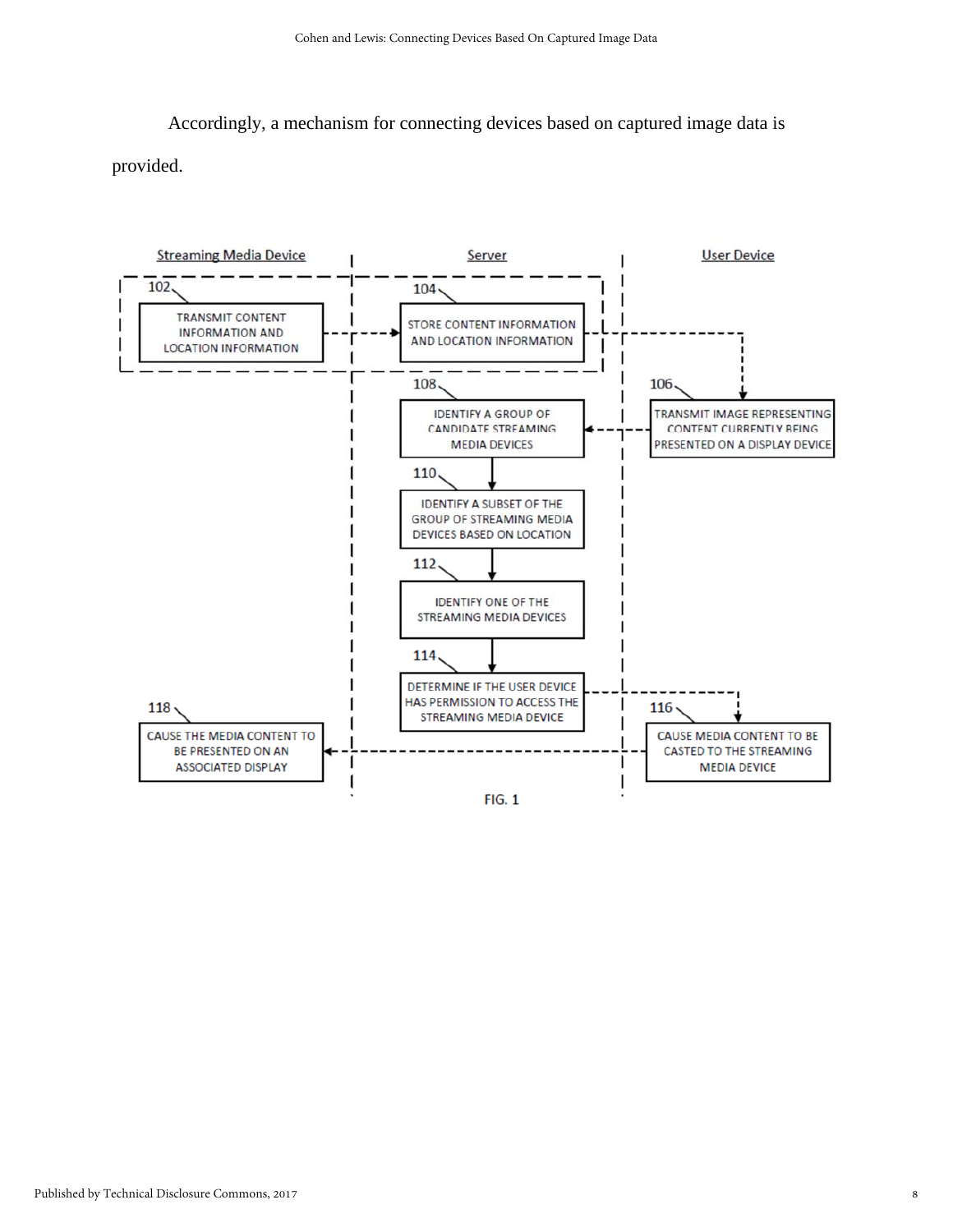Accordingly, a mechanism for connecting devices based on captured image data is provided.

Streaming Media Device

Server

User Device

102

TRANSMIT CONTENT INFORMATION AND LOCATION INFORMATION

104

STORE CONTENT INFORMATION AND LOCATION INFORMATION

106

TRANSMIT IMAGE REPRESENTING CONTENT CURRENTLY BEING PRESENTED ON A DISPLAY DEVICE

108

IDENTIFY A GROUP OF CANDIDATE STREAMING MEDIA DEVICES

110

IDENTIFY A SUBSET OF THE GROUP OF STREAMING MEDIA DEVICES BASED ON LOCATION

112

IDENTIFY ONE OF THE STREAMING MEDIA DEVICES

114

DETERMINE IF THE USER DEVICE HAS PERMISSION TO ACCESS THE STREAMING MEDIA DEVICE

116

CAUSE MEDIA CONTENT TO BE CASTED TO THE STREAMING MEDIA DEVICE

118

CAUSE THE MEDIA CONTENT TO BE PRESENTED ON AN ASSOCIATED DISPLAY

FIG. 1